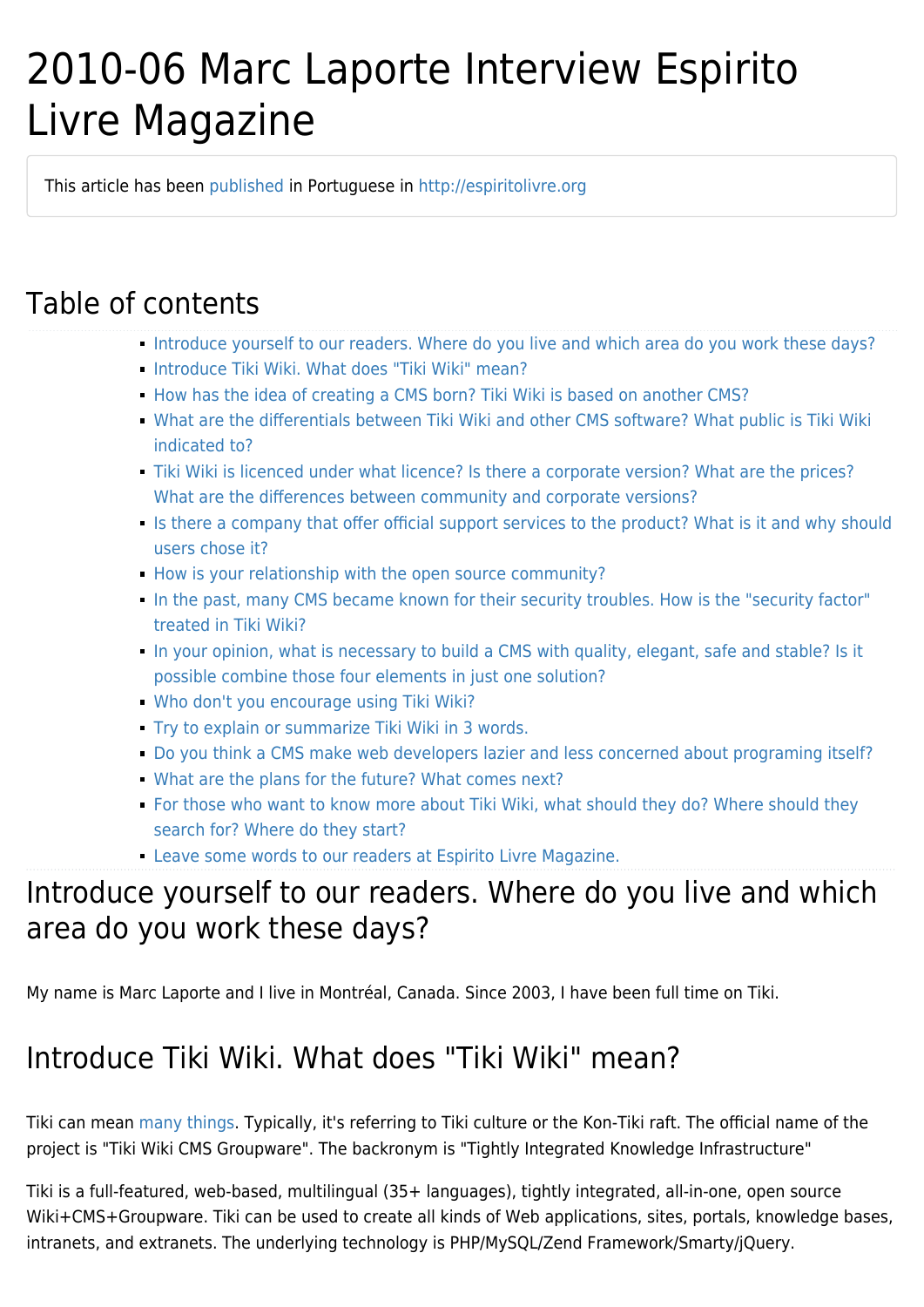# 2010-06 Marc Laporte Interview Espirito Livre Magazine

This article has been published in Portuguese in http://espiritolivre.org

## Table of contents

- Introduce yourself to our readers. Where do you live and which area do you work these days?
- Introduce Tiki Wiki. What does "Tiki Wiki" mean?
- How has the idea of creating a CMS born? Tiki Wiki is based on another CMS?
- What are the differentials between Tiki Wiki and other CMS software? What public is Tiki Wiki indicated to?
- Tiki Wiki is licenced under what licence? Is there a corporate version? What are the prices? What are the differences between community and corporate versions?
- Is there a company that offer official support services to the product? What is it and why should users chose it?
- How is your relationship with the open source community?
- In the past, many CMS became known for their security troubles. How is the "security factor" treated in Tiki Wiki?
- In your opinion, what is necessary to build a CMS with quality, elegant, safe and stable? Is it possible combine those four elements in just one solution?
- Who don't you encourage using Tiki Wiki?
- Try to explain or summarize Tiki Wiki in 3 words.
- Do you think a CMS make web developers lazier and less concerned about programing itself?
- What are the plans for the future? What comes next?
- For those who want to know more about Tiki Wiki, what should they do? Where should they search for? Where do they start?
- Leave some words to our readers at Espirito Livre Magazine.

## Introduce yourself to our readers. Where do you live and which area do you work these days?

My name is Marc Laporte and I live in Montréal, Canada. Since 2003, I have been full time on Tiki.

## Introduce Tiki Wiki. What does "Tiki Wiki" mean?

Tiki can mean many things. Typically, it's referring to Tiki culture or the Kon-Tiki raft. The official name of the project is "Tiki Wiki CMS Groupware". The backronym is "Tightly Integrated Knowledge Infrastructure"

Tiki is a full-featured, web-based, multilingual (35+ languages), tightly integrated, all-in-one, open source Wiki+CMS+Groupware. Tiki can be used to create all kinds of Web applications, sites, portals, knowledge bases, intranets, and extranets. The underlying technology is PHP/MySQL/Zend Framework/Smarty/jQuery.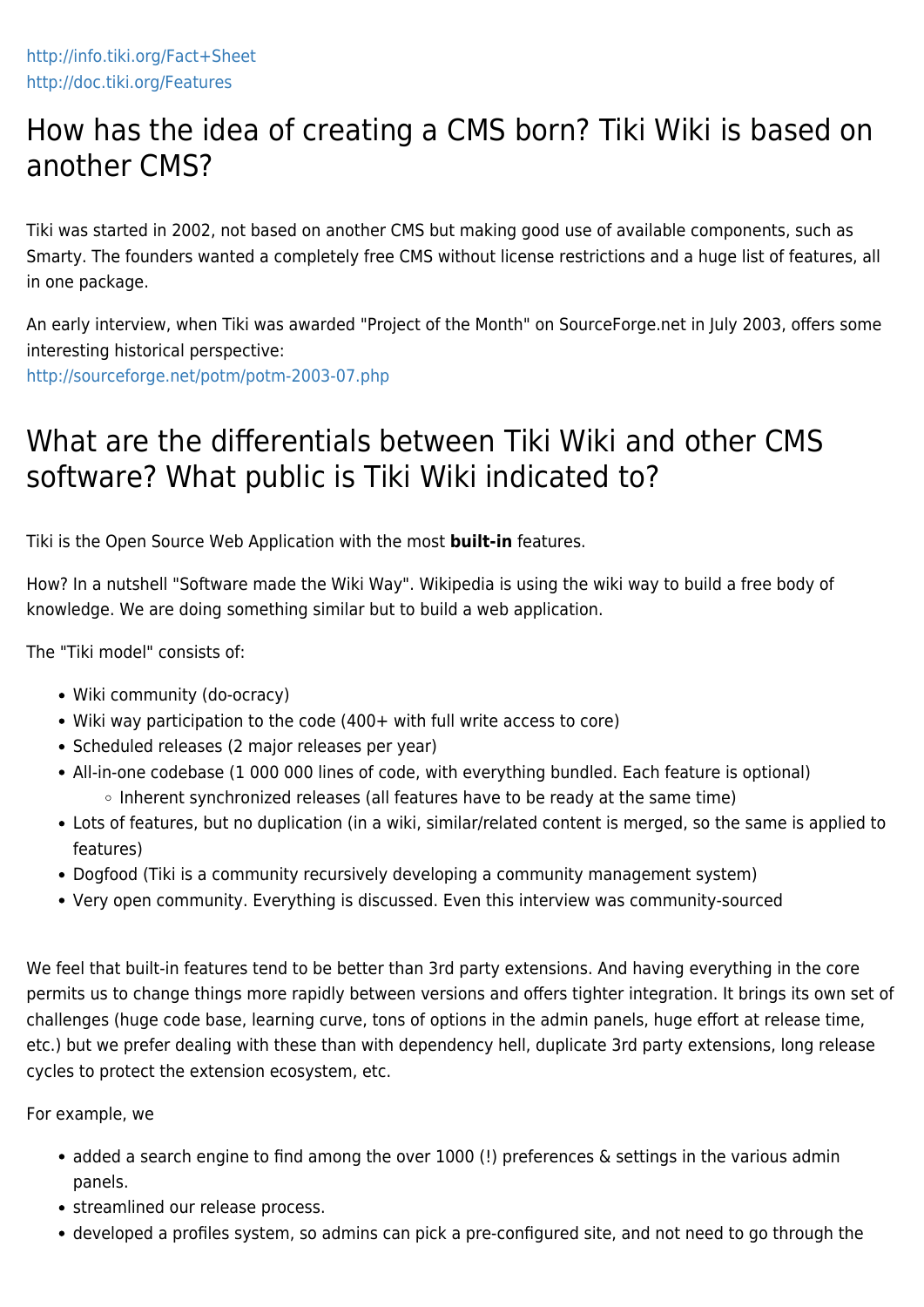http://info.tiki.org/Fact+Sheet
http://doc.tiki.org/Features

## How has the idea of creating a CMS born? Tiki Wiki is based on another CMS?

Tiki was started in 2002, not based on another CMS but making good use of available components, such as Smarty. The founders wanted a completely free CMS without license restrictions and a huge list of features, all in one package.

An early interview, when Tiki was awarded "Project of the Month" on SourceForge.net in July 2003, offers some interesting historical perspective:
http://sourceforge.net/potm/potm-2003-07.php

## What are the differentials between Tiki Wiki and other CMS software? What public is Tiki Wiki indicated to?

Tiki is the Open Source Web Application with the most **built-in** features.

How? In a nutshell "Software made the Wiki Way". Wikipedia is using the wiki way to build a free body of knowledge. We are doing something similar but to build a web application.

The "Tiki model" consists of:

- Wiki community (do-ocracy)
- Wiki way participation to the code (400+ with full write access to core)
- Scheduled releases (2 major releases per year)
- All-in-one codebase (1 000 000 lines of code, with everything bundled. Each feature is optional)
  - Inherent synchronized releases (all features have to be ready at the same time)
- Lots of features, but no duplication (in a wiki, similar/related content is merged, so the same is applied to features)
- Dogfood (Tiki is a community recursively developing a community management system)
- Very open community. Everything is discussed. Even this interview was community-sourced

We feel that built-in features tend to be better than 3rd party extensions. And having everything in the core permits us to change things more rapidly between versions and offers tighter integration. It brings its own set of challenges (huge code base, learning curve, tons of options in the admin panels, huge effort at release time, etc.) but we prefer dealing with these than with dependency hell, duplicate 3rd party extensions, long release cycles to protect the extension ecosystem, etc.

For example, we

- added a search engine to find among the over 1000 (!) preferences & settings in the various admin panels.
- streamlined our release process.
- developed a profiles system, so admins can pick a pre-configured site, and not need to go through the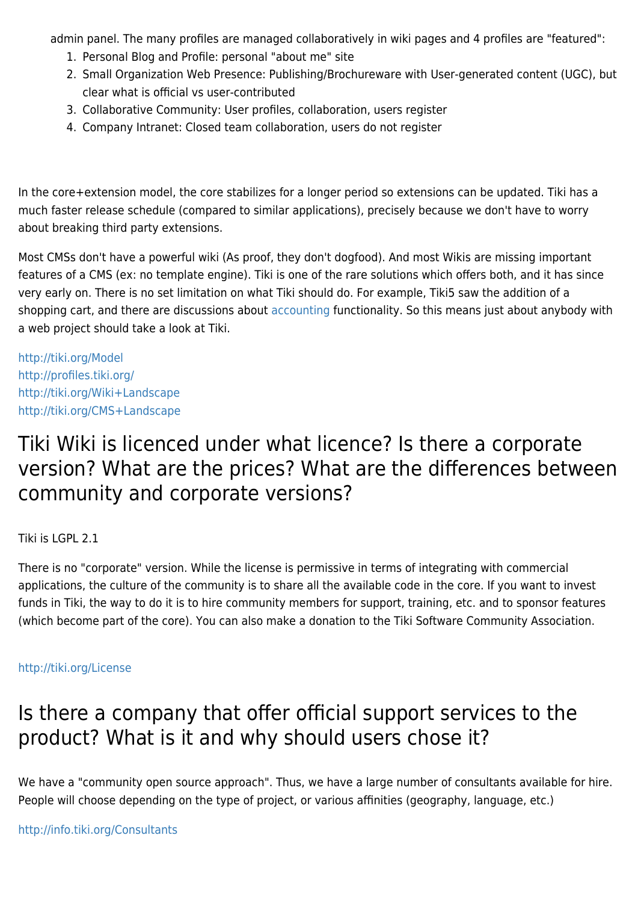admin panel. The many profiles are managed collaboratively in wiki pages and 4 profiles are "featured":

1. Personal Blog and Profile: personal "about me" site
2. Small Organization Web Presence: Publishing/Brochureware with User-generated content (UGC), but clear what is official vs user-contributed
3. Collaborative Community: User profiles, collaboration, users register
4. Company Intranet: Closed team collaboration, users do not register

In the core+extension model, the core stabilizes for a longer period so extensions can be updated. Tiki has a much faster release schedule (compared to similar applications), precisely because we don't have to worry about breaking third party extensions.

Most CMSs don't have a powerful wiki (As proof, they don't dogfood). And most Wikis are missing important features of a CMS (ex: no template engine). Tiki is one of the rare solutions which offers both, and it has since very early on. There is no set limitation on what Tiki should do. For example, Tiki5 saw the addition of a shopping cart, and there are discussions about accounting functionality. So this means just about anybody with a web project should take a look at Tiki.

http://tiki.org/Model
http://profiles.tiki.org/
http://tiki.org/Wiki+Landscape
http://tiki.org/CMS+Landscape

## Tiki Wiki is licenced under what licence? Is there a corporate version? What are the prices? What are the differences between community and corporate versions?

Tiki is LGPL 2.1

There is no "corporate" version. While the license is permissive in terms of integrating with commercial applications, the culture of the community is to share all the available code in the core. If you want to invest funds in Tiki, the way to do it is to hire community members for support, training, etc. and to sponsor features (which become part of the core). You can also make a donation to the Tiki Software Community Association.

http://tiki.org/License

## Is there a company that offer official support services to the product? What is it and why should users chose it?

We have a "community open source approach". Thus, we have a large number of consultants available for hire. People will choose depending on the type of project, or various affinities (geography, language, etc.)

http://info.tiki.org/Consultants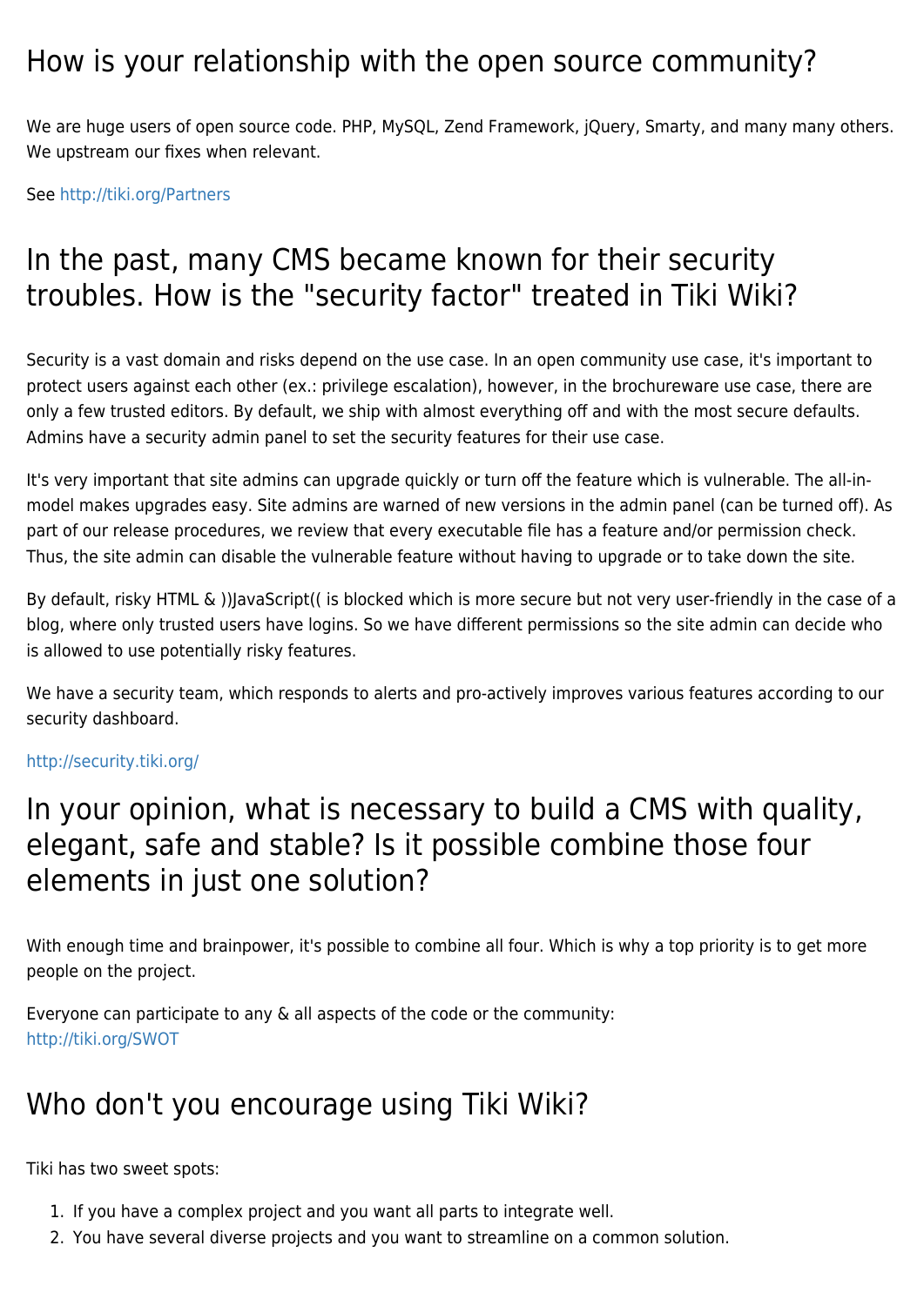## How is your relationship with the open source community?

We are huge users of open source code. PHP, MySQL, Zend Framework, jQuery, Smarty, and many many others. We upstream our fixes when relevant.

See http://tiki.org/Partners

## In the past, many CMS became known for their security troubles. How is the "security factor" treated in Tiki Wiki?

Security is a vast domain and risks depend on the use case. In an open community use case, it's important to protect users against each other (ex.: privilege escalation), however, in the brochureware use case, there are only a few trusted editors. By default, we ship with almost everything off and with the most secure defaults. Admins have a security admin panel to set the security features for their use case.

It's very important that site admins can upgrade quickly or turn off the feature which is vulnerable. The all-in-model makes upgrades easy. Site admins are warned of new versions in the admin panel (can be turned off). As part of our release procedures, we review that every executable file has a feature and/or permission check. Thus, the site admin can disable the vulnerable feature without having to upgrade or to take down the site.

By default, risky HTML & ))JavaScript(( is blocked which is more secure but not very user-friendly in the case of a blog, where only trusted users have logins. So we have different permissions so the site admin can decide who is allowed to use potentially risky features.

We have a security team, which responds to alerts and pro-actively improves various features according to our security dashboard.

http://security.tiki.org/

## In your opinion, what is necessary to build a CMS with quality, elegant, safe and stable? Is it possible combine those four elements in just one solution?

With enough time and brainpower, it's possible to combine all four. Which is why a top priority is to get more people on the project.

Everyone can participate to any & all aspects of the code or the community:
http://tiki.org/SWOT

## Who don't you encourage using Tiki Wiki?

Tiki has two sweet spots:

1. If you have a complex project and you want all parts to integrate well.
2. You have several diverse projects and you want to streamline on a common solution.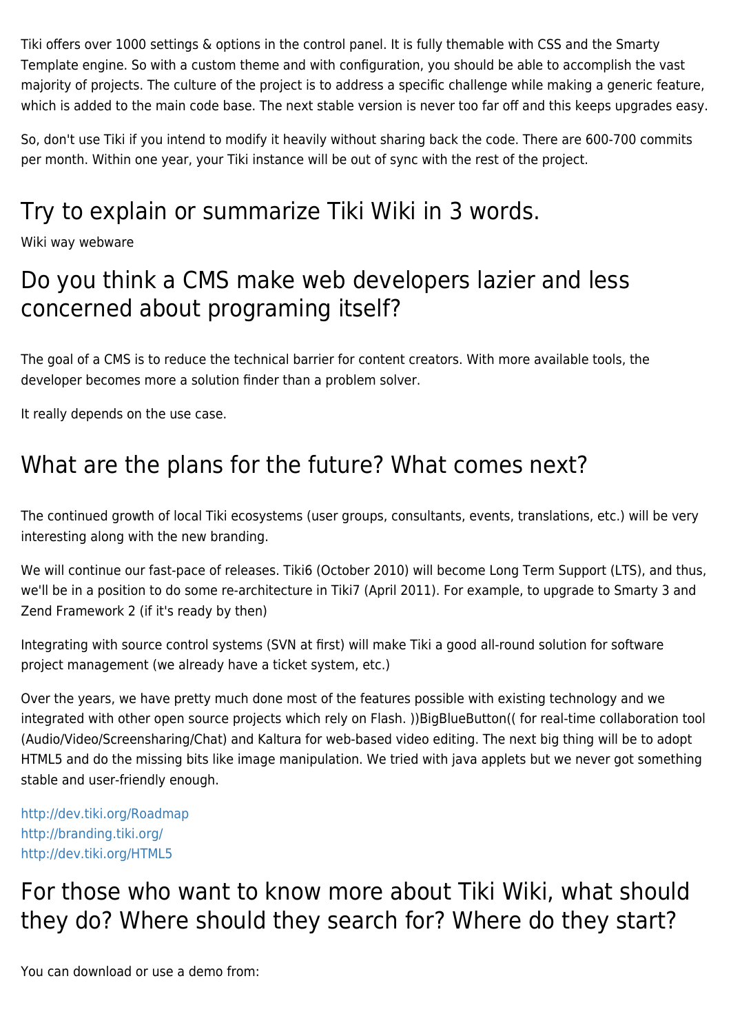Tiki offers over 1000 settings & options in the control panel. It is fully themable with CSS and the Smarty Template engine. So with a custom theme and with configuration, you should be able to accomplish the vast majority of projects. The culture of the project is to address a specific challenge while making a generic feature, which is added to the main code base. The next stable version is never too far off and this keeps upgrades easy.

So, don't use Tiki if you intend to modify it heavily without sharing back the code. There are 600-700 commits per month. Within one year, your Tiki instance will be out of sync with the rest of the project.

## Try to explain or summarize Tiki Wiki in 3 words.

Wiki way webware

## Do you think a CMS make web developers lazier and less concerned about programing itself?

The goal of a CMS is to reduce the technical barrier for content creators. With more available tools, the developer becomes more a solution finder than a problem solver.

It really depends on the use case.

## What are the plans for the future? What comes next?

The continued growth of local Tiki ecosystems (user groups, consultants, events, translations, etc.) will be very interesting along with the new branding.

We will continue our fast-pace of releases. Tiki6 (October 2010) will become Long Term Support (LTS), and thus, we'll be in a position to do some re-architecture in Tiki7 (April 2011). For example, to upgrade to Smarty 3 and Zend Framework 2 (if it's ready by then)

Integrating with source control systems (SVN at first) will make Tiki a good all-round solution for software project management (we already have a ticket system, etc.)

Over the years, we have pretty much done most of the features possible with existing technology and we integrated with other open source projects which rely on Flash. ))BigBlueButton(( for real-time collaboration tool (Audio/Video/Screensharing/Chat) and Kaltura for web-based video editing. The next big thing will be to adopt HTML5 and do the missing bits like image manipulation. We tried with java applets but we never got something stable and user-friendly enough.

http://dev.tiki.org/Roadmap
http://branding.tiki.org/
http://dev.tiki.org/HTML5

## For those who want to know more about Tiki Wiki, what should they do? Where should they search for? Where do they start?

You can download or use a demo from: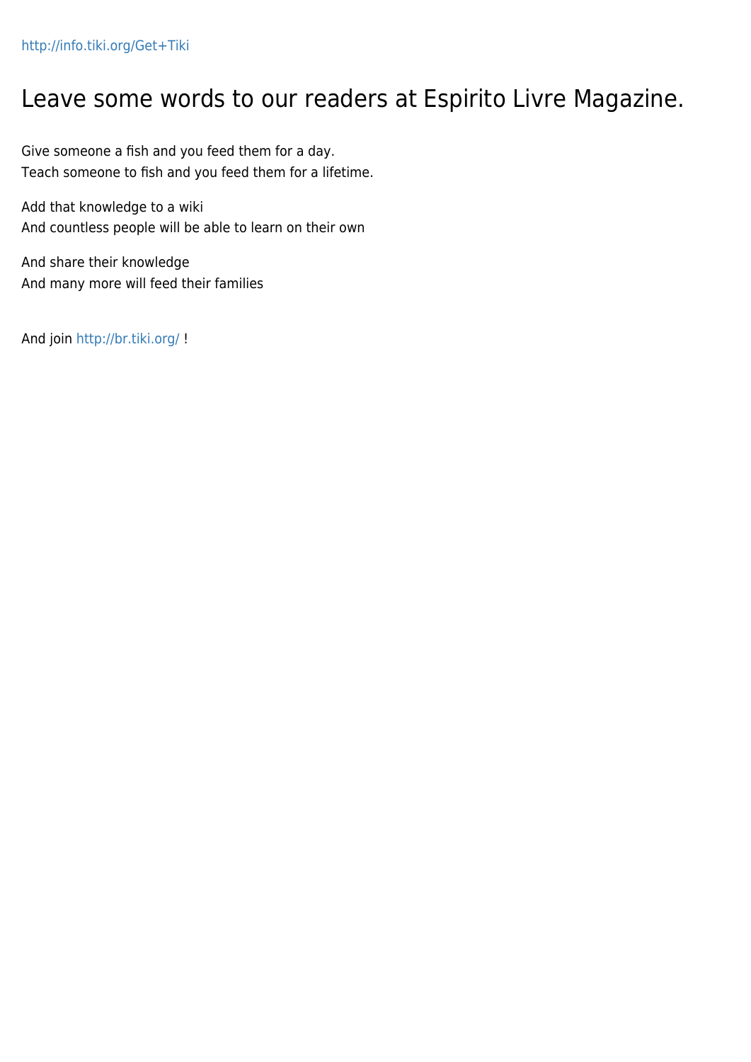http://info.tiki.org/Get+Tiki

## Leave some words to our readers at Espirito Livre Magazine.

Give someone a fish and you feed them for a day.
Teach someone to fish and you feed them for a lifetime.

Add that knowledge to a wiki
And countless people will be able to learn on their own

And share their knowledge
And many more will feed their families

And join http://br.tiki.org/ !